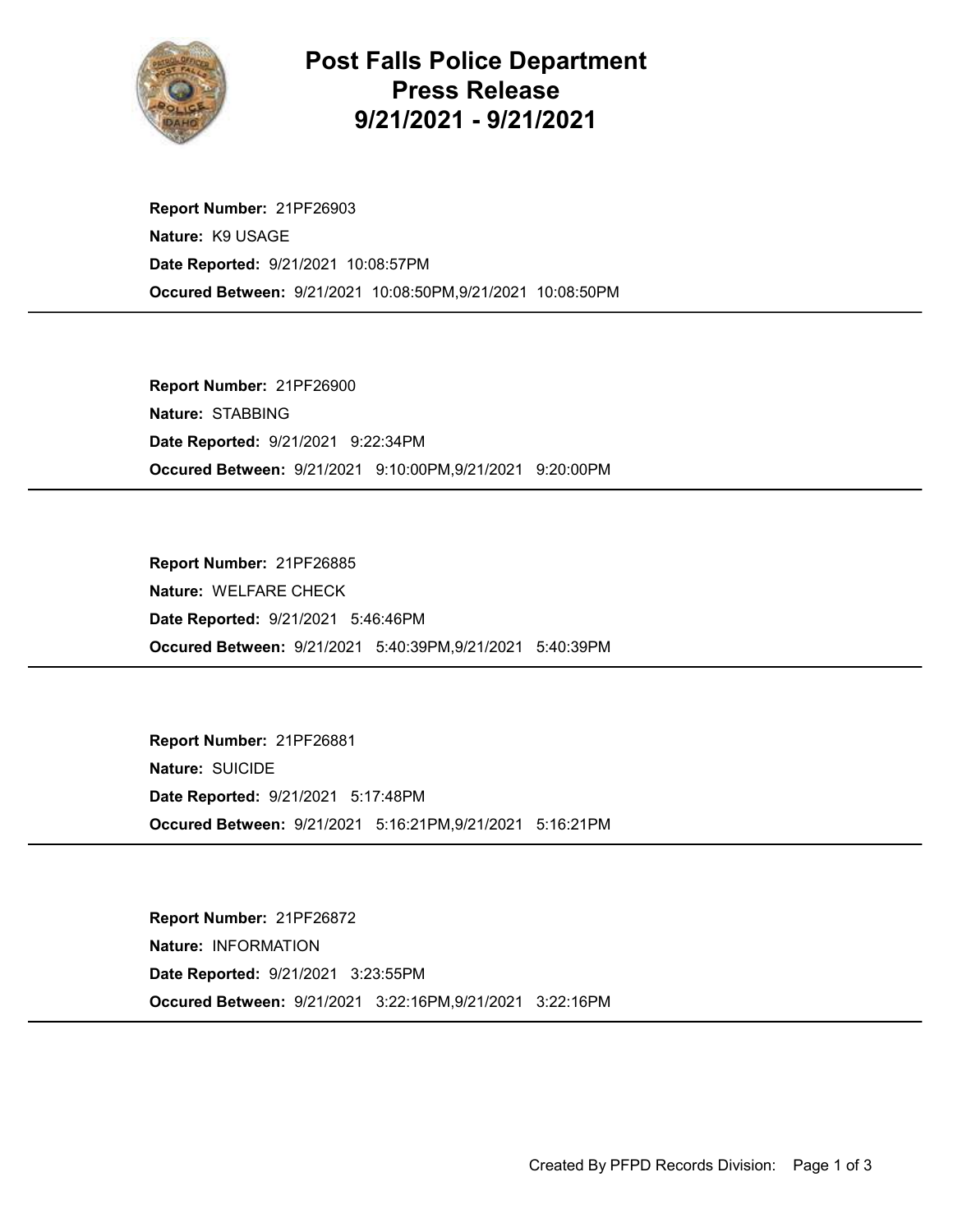# Post Falls Police Department
# Press Release
# 9/21/2021 - 9/21/2021

**Report Number:** 21PF26903
**Nature:** K9 USAGE
**Date Reported:** 9/21/2021 10:08:57PM
**Occured Between:** 9/21/2021 10:08:50PM,9/21/2021 10:08:50PM

---

**Report Number:** 21PF26900
**Nature:** STABBING
**Date Reported:** 9/21/2021 9:22:34PM
**Occured Between:** 9/21/2021 9:10:00PM,9/21/2021 9:20:00PM

---

**Report Number:** 21PF26885
**Nature:** WELFARE CHECK
**Date Reported:** 9/21/2021 5:46:46PM
**Occured Between:** 9/21/2021 5:40:39PM,9/21/2021 5:40:39PM

---

**Report Number:** 21PF26881
**Nature:** SUICIDE
**Date Reported:** 9/21/2021 5:17:48PM
**Occured Between:** 9/21/2021 5:16:21PM,9/21/2021 5:16:21PM

---

**Report Number:** 21PF26872
**Nature:** INFORMATION
**Date Reported:** 9/21/2021 3:23:55PM
**Occured Between:** 9/21/2021 3:22:16PM,9/21/2021 3:22:16PM

---

Created By PFPD Records Division: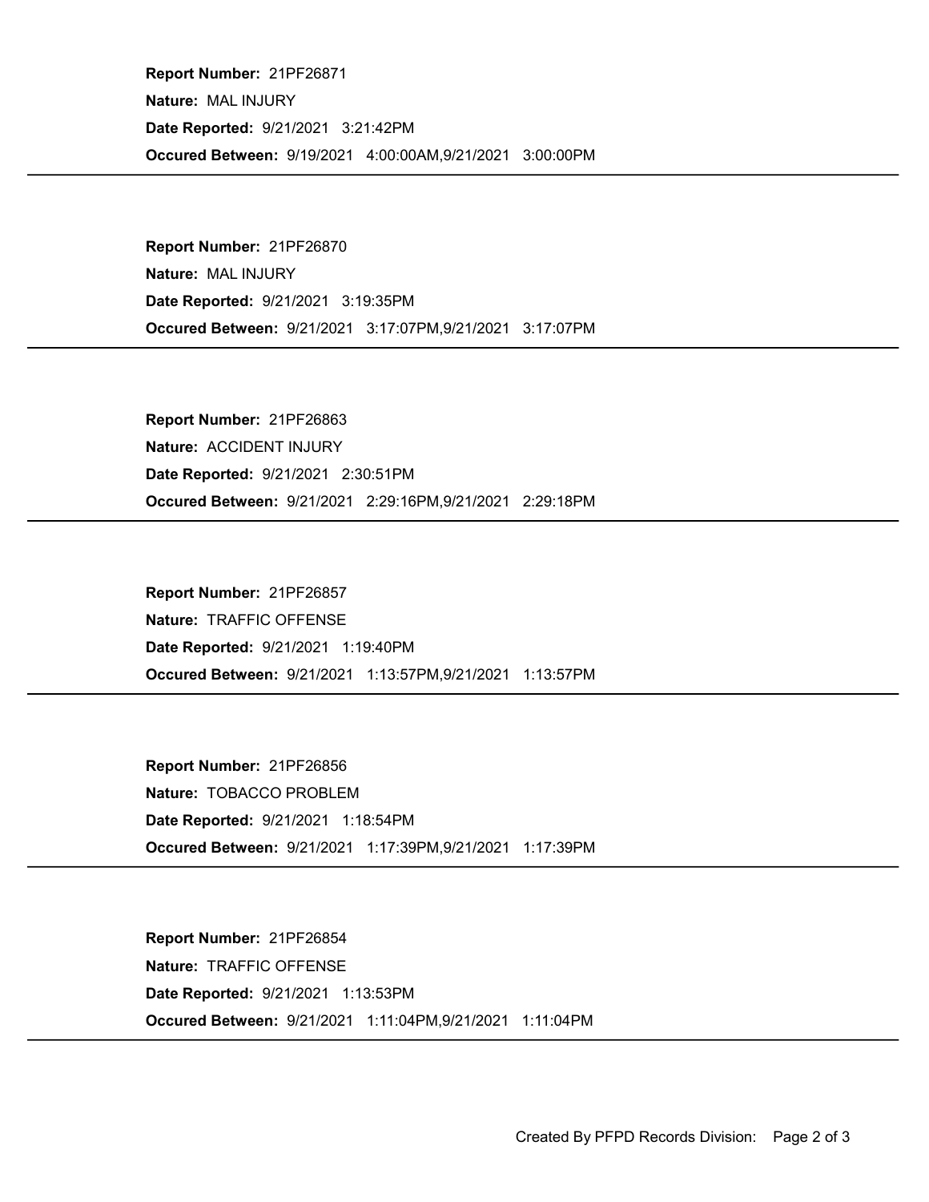**Report Number:** 21PF26871
**Nature:** MAL INJURY
**Date Reported:** 9/21/2021 3:21:42PM
**Occured Between:** 9/19/2021 4:00:00AM,9/21/2021 3:00:00PM

---

**Report Number:** 21PF26870
**Nature:** MAL INJURY
**Date Reported:** 9/21/2021 3:19:35PM
**Occured Between:** 9/21/2021 3:17:07PM,9/21/2021 3:17:07PM

---

**Report Number:** 21PF26863
**Nature:** ACCIDENT INJURY
**Date Reported:** 9/21/2021 2:30:51PM
**Occured Between:** 9/21/2021 2:29:16PM,9/21/2021 2:29:18PM

---

**Report Number:** 21PF26857
**Nature:** TRAFFIC OFFENSE
**Date Reported:** 9/21/2021 1:19:40PM
**Occured Between:** 9/21/2021 1:13:57PM,9/21/2021 1:13:57PM

---

**Report Number:** 21PF26856
**Nature:** TOBACCO PROBLEM
**Date Reported:** 9/21/2021 1:18:54PM
**Occured Between:** 9/21/2021 1:17:39PM,9/21/2021 1:17:39PM

---

**Report Number:** 21PF26854
**Nature:** TRAFFIC OFFENSE
**Date Reported:** 9/21/2021 1:13:53PM
**Occured Between:** 9/21/2021 1:11:04PM,9/21/2021 1:11:04PM

---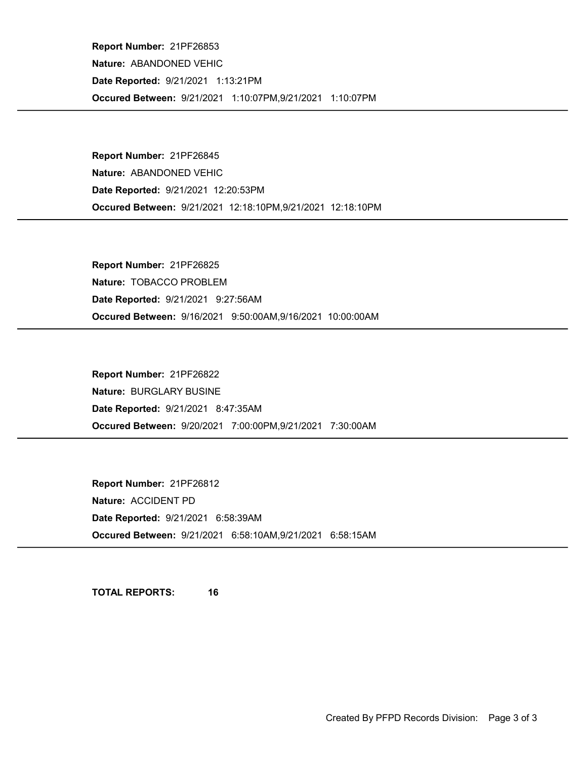**Report Number:** 21PF26853

**Nature:** ABANDONED VEHIC

**Date Reported:** 9/21/2021 1:13:21PM

**Occured Between:** 9/21/2021 1:10:07PM,9/21/2021 1:10:07PM

---

**Report Number:** 21PF26845

**Nature:** ABANDONED VEHIC

**Date Reported:** 9/21/2021 12:20:53PM

**Occured Between:** 9/21/2021 12:18:10PM,9/21/2021 12:18:10PM

---

**Report Number:** 21PF26825

**Nature:** TOBACCO PROBLEM

**Date Reported:** 9/21/2021 9:27:56AM

**Occured Between:** 9/16/2021 9:50:00AM,9/16/2021 10:00:00AM

---

**Report Number:** 21PF26822

**Nature:** BURGLARY BUSINE

**Date Reported:** 9/21/2021 8:47:35AM

**Occured Between:** 9/20/2021 7:00:00PM,9/21/2021 7:30:00AM

---

**Report Number:** 21PF26812

**Nature:** ACCIDENT PD

**Date Reported:** 9/21/2021 6:58:39AM

**Occured Between:** 9/21/2021 6:58:10AM,9/21/2021 6:58:15AM

---

**TOTAL REPORTS: 16**

Created By PFPD Records Division: